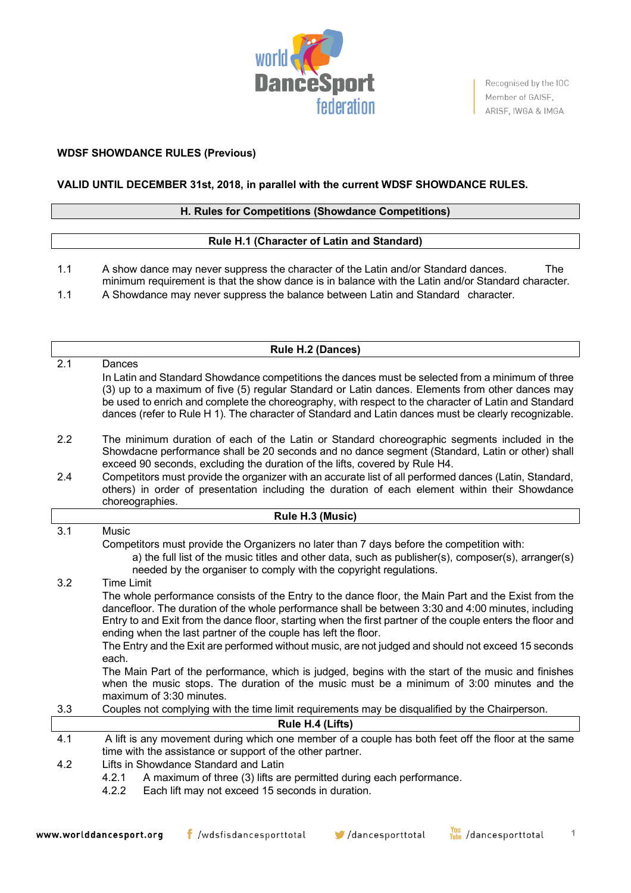**WDSF SHOWDANCE RULES (Previous)**

**VALID UNTIL DECEMBER 31st, 2018, in parallel with the current WDSF SHOWDANCE RULES.**

## H. Rules for Competitions (Showdance Competitions)

### Rule H.1 (Character of Latin and Standard)

1.1 A show dance may never suppress the character of the Latin and/or Standard dances. The minimum requirement is that the show dance is in balance with the Latin and/or Standard character.

1.1 A Showdance may never suppress the balance between Latin and Standard character.

### Rule H.2 (Dances)

2.1 Dances

In Latin and Standard Showdance competitions the dances must be selected from a minimum of three (3) up to a maximum of five (5) regular Standard or Latin dances. Elements from other dances may be used to enrich and complete the choreography, with respect to the character of Latin and Standard dances (refer to Rule H 1). The character of Standard and Latin dances must be clearly recognizable.

2.2 The minimum duration of each of the Latin or Standard choreographic segments included in the Showdacne performance shall be 20 seconds and no dance segment (Standard, Latin or other) shall exceed 90 seconds, excluding the duration of the lifts, covered by Rule H4.

2.4 Competitors must provide the organizer with an accurate list of all performed dances (Latin, Standard, others) in order of presentation including the duration of each element within their Showdance choreographies.

### Rule H.3 (Music)

3.1 Music

Competitors must provide the Organizers no later than 7 days before the competition with:

a) the full list of the music titles and other data, such as publisher(s), composer(s), arranger(s) needed by the organiser to comply with the copyright regulations.

3.2 Time Limit

The whole performance consists of the Entry to the dance floor, the Main Part and the Exist from the dancefloor. The duration of the whole performance shall be between 3:30 and 4:00 minutes, including Entry to and Exit from the dance floor, starting when the first partner of the couple enters the floor and ending when the last partner of the couple has left the floor.

The Entry and the Exit are performed without music, are not judged and should not exceed 15 seconds each.

The Main Part of the performance, which is judged, begins with the start of the music and finishes when the music stops. The duration of the music must be a minimum of 3:00 minutes and the maximum of 3:30 minutes.

3.3 Couples not complying with the time limit requirements may be disqualified by the Chairperson.

### Rule H.4 (Lifts)

4.1 A lift is any movement during which one member of a couple has both feet off the floor at the same time with the assistance or support of the other partner.

4.2 Lifts in Showdance Standard and Latin

4.2.1 A maximum of three (3) lifts are permitted during each performance.

4.2.2 Each lift may not exceed 15 seconds in duration.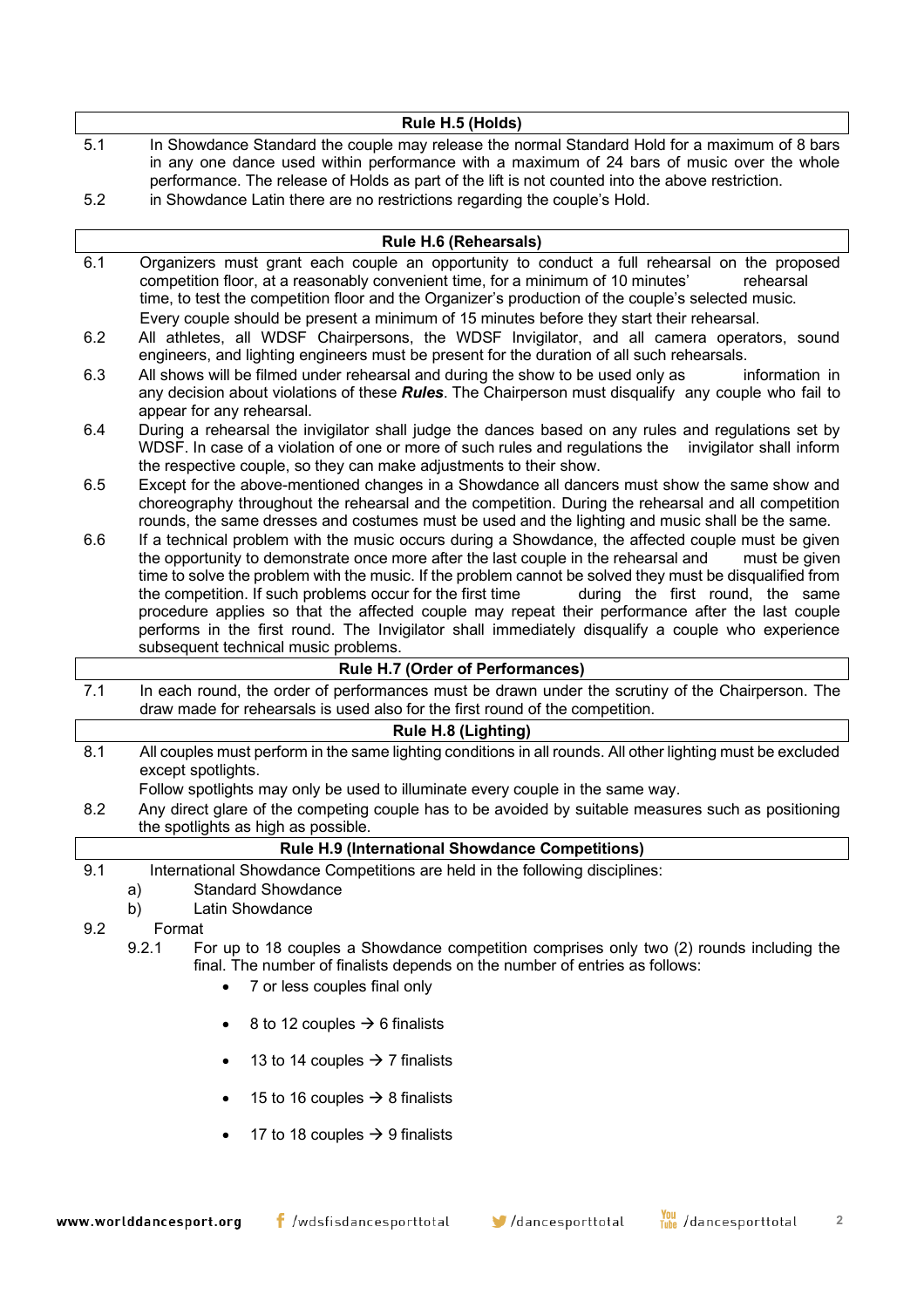### Rule H.5 (Holds)

5.1 In Showdance Standard the couple may release the normal Standard Hold for a maximum of 8 bars in any one dance used within performance with a maximum of 24 bars of music over the whole performance. The release of Holds as part of the lift is not counted into the above restriction.

5.2 in Showdance Latin there are no restrictions regarding the couple's Hold.

### Rule H.6 (Rehearsals)

6.1 Organizers must grant each couple an opportunity to conduct a full rehearsal on the proposed competition floor, at a reasonably convenient time, for a minimum of 10 minutes' rehearsal time, to test the competition floor and the Organizer's production of the couple's selected music. Every couple should be present a minimum of 15 minutes before they start their rehearsal.

6.2 All athletes, all WDSF Chairpersons, the WDSF Invigilator, and all camera operators, sound engineers, and lighting engineers must be present for the duration of all such rehearsals.

6.3 All shows will be filmed under rehearsal and during the show to be used only as information in any decision about violations of these ***Rules***. The Chairperson must disqualify any couple who fail to appear for any rehearsal.

6.4 During a rehearsal the invigilator shall judge the dances based on any rules and regulations set by WDSF. In case of a violation of one or more of such rules and regulations the invigilator shall inform the respective couple, so they can make adjustments to their show.

6.5 Except for the above-mentioned changes in a Showdance all dancers must show the same show and choreography throughout the rehearsal and the competition. During the rehearsal and all competition rounds, the same dresses and costumes must be used and the lighting and music shall be the same.

6.6 If a technical problem with the music occurs during a Showdance, the affected couple must be given the opportunity to demonstrate once more after the last couple in the rehearsal and must be given time to solve the problem with the music. If the problem cannot be solved they must be disqualified from the competition. If such problems occur for the first time during the first round, the same procedure applies so that the affected couple may repeat their performance after the last couple performs in the first round. The Invigilator shall immediately disqualify a couple who experience subsequent technical music problems.

### Rule H.7 (Order of Performances)

7.1 In each round, the order of performances must be drawn under the scrutiny of the Chairperson. The draw made for rehearsals is used also for the first round of the competition.

### Rule H.8 (Lighting)

8.1 All couples must perform in the same lighting conditions in all rounds. All other lighting must be excluded except spotlights.
Follow spotlights may only be used to illuminate every couple in the same way.

8.2 Any direct glare of the competing couple has to be avoided by suitable measures such as positioning the spotlights as high as possible.

### Rule H.9 (International Showdance Competitions)

9.1 International Showdance Competitions are held in the following disciplines:

a) Standard Showdance
b) Latin Showdance

9.2 Format

9.2.1 For up to 18 couples a Showdance competition comprises only two (2) rounds including the final. The number of finalists depends on the number of entries as follows:

- 7 or less couples final only
- 8 to 12 couples → 6 finalists
- 13 to 14 couples → 7 finalists
- 15 to 16 couples → 8 finalists
- 17 to 18 couples → 9 finalists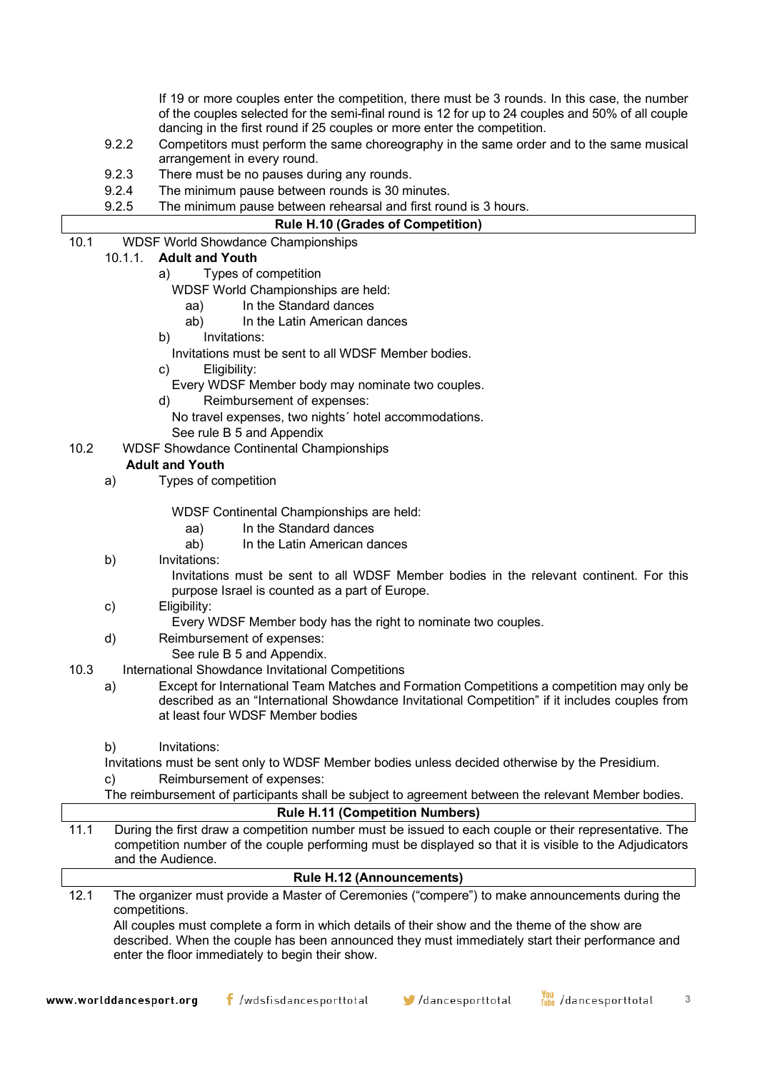If 19 or more couples enter the competition, there must be 3 rounds. In this case, the number of the couples selected for the semi-final round is 12 for up to 24 couples and 50% of all couple dancing in the first round if 25 couples or more enter the competition.

9.2.2 Competitors must perform the same choreography in the same order and to the same musical arrangement in every round.

9.2.3 There must be no pauses during any rounds.

9.2.4 The minimum pause between rounds is 30 minutes.

9.2.5 The minimum pause between rehearsal and first round is 3 hours.

## Rule H.10 (Grades of Competition)

10.1 WDSF World Showdance Championships

10.1.1. **Adult and Youth**

a) Types of competition

WDSF World Championships are held:

aa) In the Standard dances

ab) In the Latin American dances

b) Invitations:

Invitations must be sent to all WDSF Member bodies.

c) Eligibility:

Every WDSF Member body may nominate two couples.

d) Reimbursement of expenses:

No travel expenses, two nights´ hotel accommodations.

See rule B 5 and Appendix

10.2 WDSF Showdance Continental Championships

**Adult and Youth**

a) Types of competition

WDSF Continental Championships are held:

aa) In the Standard dances

ab) In the Latin American dances

b) Invitations:

Invitations must be sent to all WDSF Member bodies in the relevant continent. For this purpose Israel is counted as a part of Europe.

c) Eligibility:

Every WDSF Member body has the right to nominate two couples.

d) Reimbursement of expenses:

See rule B 5 and Appendix.

10.3 International Showdance Invitational Competitions

a) Except for International Team Matches and Formation Competitions a competition may only be described as an "International Showdance Invitational Competition" if it includes couples from at least four WDSF Member bodies

b) Invitations:

Invitations must be sent only to WDSF Member bodies unless decided otherwise by the Presidium.

c) Reimbursement of expenses:

The reimbursement of participants shall be subject to agreement between the relevant Member bodies.

## Rule H.11 (Competition Numbers)

11.1 During the first draw a competition number must be issued to each couple or their representative. The competition number of the couple performing must be displayed so that it is visible to the Adjudicators and the Audience.

## Rule H.12 (Announcements)

12.1 The organizer must provide a Master of Ceremonies ("compere") to make announcements during the competitions.

All couples must complete a form in which details of their show and the theme of the show are described. When the couple has been announced they must immediately start their performance and enter the floor immediately to begin their show.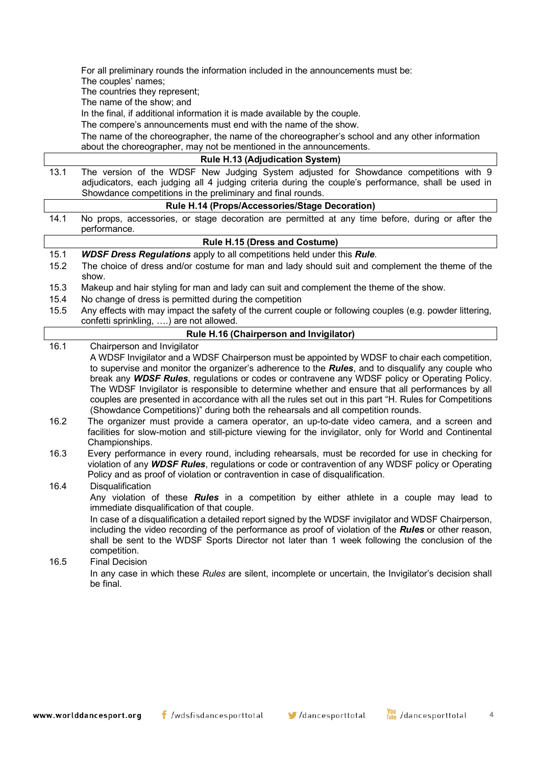For all preliminary rounds the information included in the announcements must be:
The couples' names;
The countries they represent;
The name of the show; and
In the final, if additional information it is made available by the couple.
The compere's announcements must end with the name of the show.
The name of the choreographer, the name of the choreographer's school and any other information about the choreographer, may not be mentioned in the announcements.

### Rule H.13 (Adjudication System)

13.1 The version of the WDSF New Judging System adjusted for Showdance competitions with 9 adjudicators, each judging all 4 judging criteria during the couple's performance, shall be used in Showdance competitions in the preliminary and final rounds.

### Rule H.14 (Props/Accessories/Stage Decoration)

14.1 No props, accessories, or stage decoration are permitted at any time before, during or after the performance.

### Rule H.15 (Dress and Costume)

15.1 ***WDSF Dress Regulations*** apply to all competitions held under this ***Rule***.

15.2 The choice of dress and/or costume for man and lady should suit and complement the theme of the show.

15.3 Makeup and hair styling for man and lady can suit and complement the theme of the show.

15.4 No change of dress is permitted during the competition

15.5 Any effects with may impact the safety of the current couple or following couples (e.g. powder littering, confetti sprinkling, ….) are not allowed.

### Rule H.16 (Chairperson and Invigilator)

16.1 Chairperson and Invigilator

A WDSF Invigilator and a WDSF Chairperson must be appointed by WDSF to chair each competition, to supervise and monitor the organizer's adherence to the ***Rules***, and to disqualify any couple who break any ***WDSF Rules***, regulations or codes or contravene any WDSF policy or Operating Policy. The WDSF Invigilator is responsible to determine whether and ensure that all performances by all couples are presented in accordance with all the rules set out in this part "H. Rules for Competitions (Showdance Competitions)" during both the rehearsals and all competition rounds.

16.2 The organizer must provide a camera operator, an up-to-date video camera, and a screen and facilities for slow-motion and still-picture viewing for the invigilator, only for World and Continental Championships.

16.3 Every performance in every round, including rehearsals, must be recorded for use in checking for violation of any ***WDSF Rules***, regulations or code or contravention of any WDSF policy or Operating Policy and as proof of violation or contravention in case of disqualification.

16.4 Disqualification

Any violation of these ***Rules*** in a competition by either athlete in a couple may lead to immediate disqualification of that couple.

In case of a disqualification a detailed report signed by the WDSF invigilator and WDSF Chairperson, including the video recording of the performance as proof of violation of the ***Rules*** or other reason, shall be sent to the WDSF Sports Director not later than 1 week following the conclusion of the competition.

16.5 Final Decision

In any case in which these *Rules* are silent, incomplete or uncertain, the Invigilator's decision shall be final.